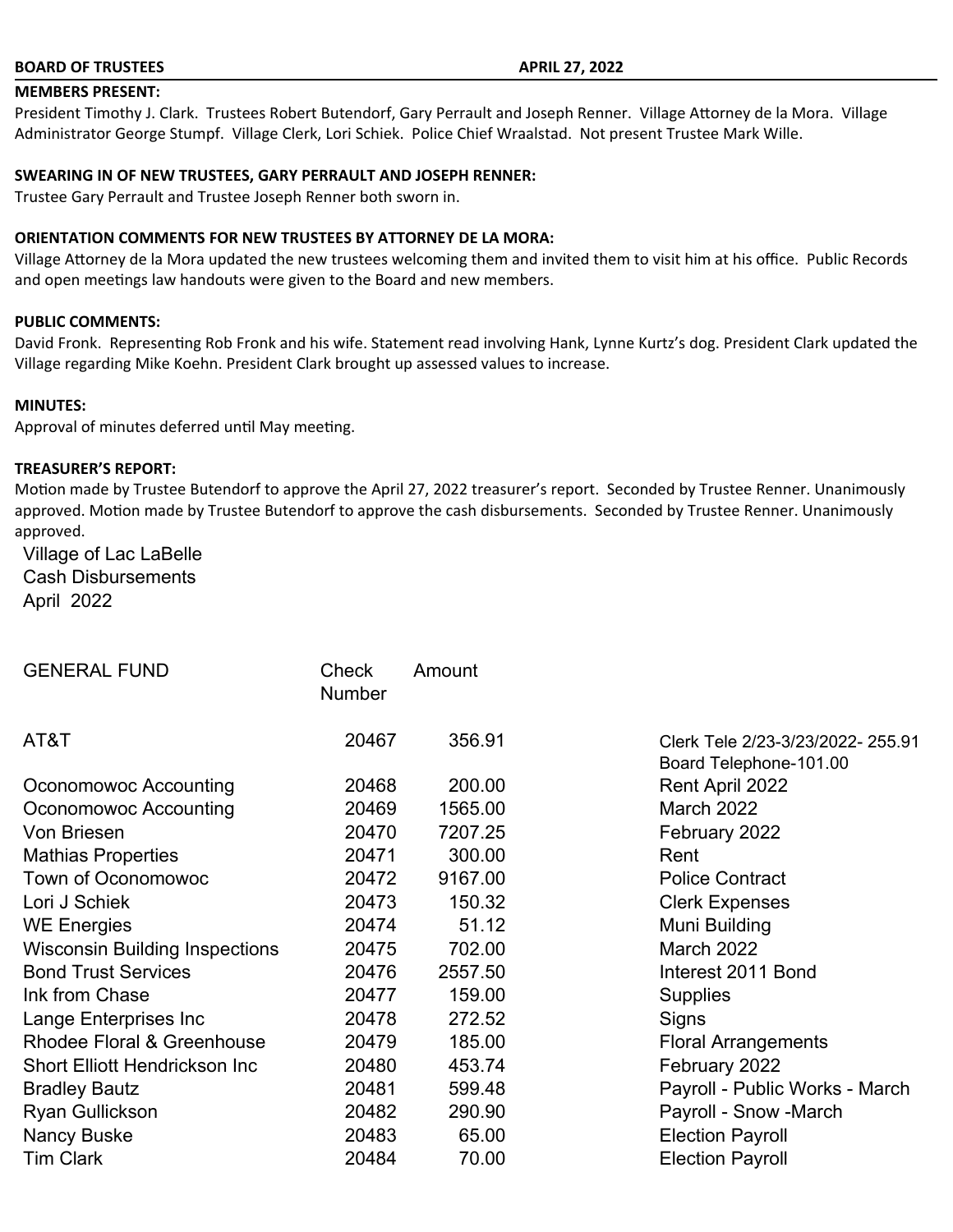**BOARD OF TRUSTEES** **APRIL 27, 2022**

**MEMBERS PRESENT:**

President Timothy J. Clark. Trustees Robert Butendorf, Gary Perrault and Joseph Renner. Village Attorney de la Mora. Village Administrator George Stumpf. Village Clerk, Lori Schiek. Police Chief Wraalstad. Not present Trustee Mark Wille.

**SWEARING IN OF NEW TRUSTEES, GARY PERRAULT AND JOSEPH RENNER:**

Trustee Gary Perrault and Trustee Joseph Renner both sworn in.

**ORIENTATION COMMENTS FOR NEW TRUSTEES BY ATTORNEY DE LA MORA:**

Village Attorney de la Mora updated the new trustees welcoming them and invited them to visit him at his office. Public Records and open meetings law handouts were given to the Board and new members.

**PUBLIC COMMENTS:**

David Fronk. Representing Rob Fronk and his wife. Statement read involving Hank, Lynne Kurtz's dog. President Clark updated the Village regarding Mike Koehn. President Clark brought up assessed values to increase.

**MINUTES:**

Approval of minutes deferred until May meeting.

**TREASURER'S REPORT:**

Motion made by Trustee Butendorf to approve the April 27, 2022 treasurer's report. Seconded by Trustee Renner. Unanimously approved. Motion made by Trustee Butendorf to approve the cash disbursements. Seconded by Trustee Renner. Unanimously approved.

Village of Lac LaBelle
Cash Disbursements
April 2022

| GENERAL FUND | Check Number | Amount | |
|---|---|---|---|
| AT&T | 20467 | 356.91 | Clerk Tele 2/23-3/23/2022- 255.91 Board Telephone-101.00 |
| Oconomowoc Accounting | 20468 | 200.00 | Rent April 2022 |
| Oconomowoc Accounting | 20469 | 1565.00 | March 2022 |
| Von Briesen | 20470 | 7207.25 | February 2022 |
| Mathias Properties | 20471 | 300.00 | Rent |
| Town of Oconomowoc | 20472 | 9167.00 | Police Contract |
| Lori J Schiek | 20473 | 150.32 | Clerk Expenses |
| WE Energies | 20474 | 51.12 | Muni Building |
| Wisconsin Building Inspections | 20475 | 702.00 | March 2022 |
| Bond Trust Services | 20476 | 2557.50 | Interest 2011 Bond |
| Ink from Chase | 20477 | 159.00 | Supplies |
| Lange Enterprises Inc | 20478 | 272.52 | Signs |
| Rhodee Floral & Greenhouse | 20479 | 185.00 | Floral Arrangements |
| Short Elliott Hendrickson Inc | 20480 | 453.74 | February 2022 |
| Bradley Bautz | 20481 | 599.48 | Payroll - Public Works - March |
| Ryan Gullickson | 20482 | 290.90 | Payroll - Snow -March |
| Nancy Buske | 20483 | 65.00 | Election Payroll |
| Tim Clark | 20484 | 70.00 | Election Payroll |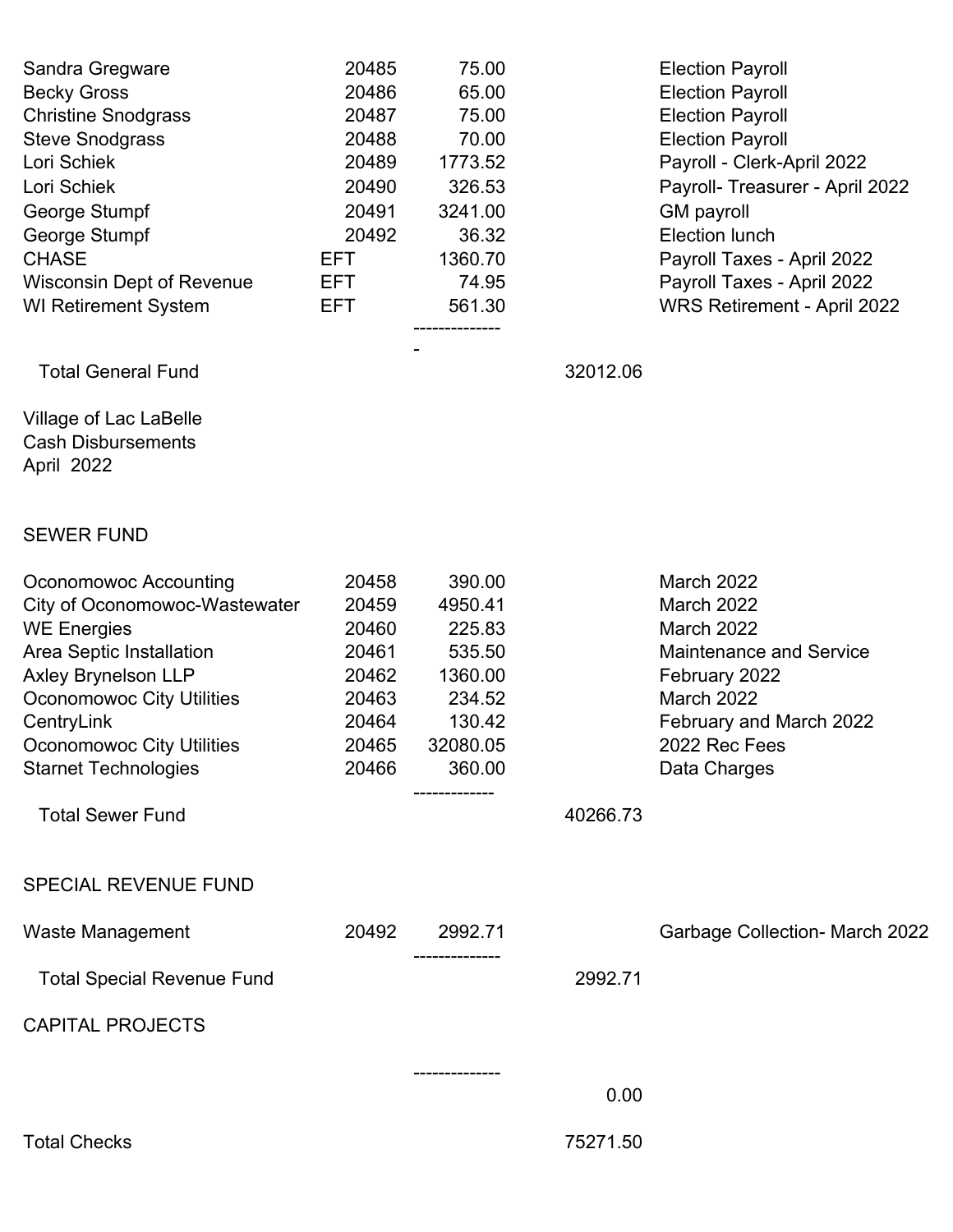| | | | | |
|---|---|---|---|---|
| Sandra Gregware | 20485 | 75.00 | | Election Payroll |
| Becky Gross | 20486 | 65.00 | | Election Payroll |
| Christine Snodgrass | 20487 | 75.00 | | Election Payroll |
| Steve Snodgrass | 20488 | 70.00 | | Election Payroll |
| Lori Schiek | 20489 | 1773.52 | | Payroll - Clerk-April 2022 |
| Lori Schiek | 20490 | 326.53 | | Payroll- Treasurer - April 2022 |
| George Stumpf | 20491 | 3241.00 | | GM payroll |
| George Stumpf | 20492 | 36.32 | | Election lunch |
| CHASE | EFT | 1360.70 | | Payroll Taxes - April 2022 |
| Wisconsin Dept of Revenue | EFT | 74.95 | | Payroll Taxes - April 2022 |
| WI Retirement System | EFT | 561.30 | | WRS Retirement - April 2022 |
| | | --------------- | | |
| Total General Fund | | | 32012.06 | |

Village of Lac LaBelle
Cash Disbursements
April 2022

SEWER FUND

| | | | | |
|---|---|---|---|---|
| Oconomowoc Accounting | 20458 | 390.00 | | March 2022 |
| City of Oconomowoc-Wastewater | 20459 | 4950.41 | | March 2022 |
| WE Energies | 20460 | 225.83 | | March 2022 |
| Area Septic Installation | 20461 | 535.50 | | Maintenance and Service |
| Axley Brynelson LLP | 20462 | 1360.00 | | February 2022 |
| Oconomowoc City Utilities | 20463 | 234.52 | | March 2022 |
| CentryLink | 20464 | 130.42 | | February and March 2022 |
| Oconomowoc City Utilities | 20465 | 32080.05 | | 2022 Rec Fees |
| Starnet Technologies | 20466 | 360.00 | | Data Charges |
| | | ------------- | | |
| Total Sewer Fund | | | 40266.73 | |

SPECIAL REVENUE FUND

| | | | | |
|---|---|---|---|---|
| Waste Management | 20492 | 2992.71 | | Garbage Collection- March 2022 |
| | | -------------- | | |
| Total Special Revenue Fund | | | 2992.71 | |

CAPITAL PROJECTS

| | | | | |
|---|---|---|---|---|
| | | -------------- | | |
| | | | 0.00 | |
| Total Checks | | | 75271.50 | |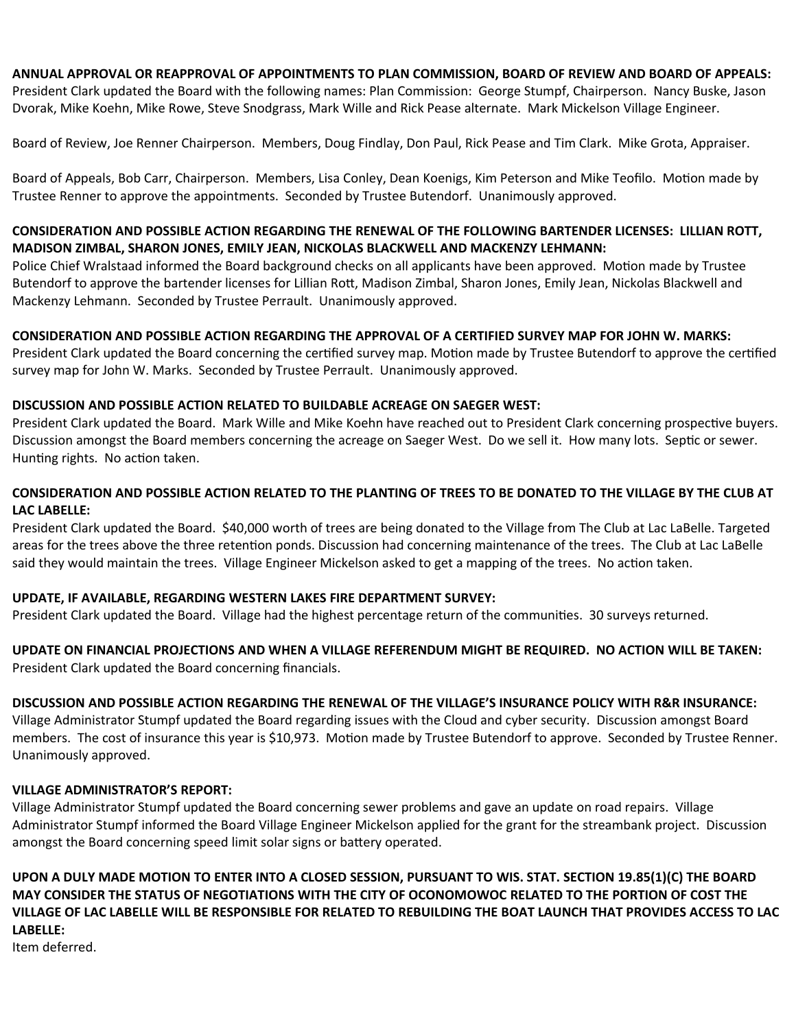**ANNUAL APPROVAL OR REAPPROVAL OF APPOINTMENTS TO PLAN COMMISSION, BOARD OF REVIEW AND BOARD OF APPEALS:**
President Clark updated the Board with the following names: Plan Commission: George Stumpf, Chairperson. Nancy Buske, Jason Dvorak, Mike Koehn, Mike Rowe, Steve Snodgrass, Mark Wille and Rick Pease alternate. Mark Mickelson Village Engineer.

Board of Review, Joe Renner Chairperson. Members, Doug Findlay, Don Paul, Rick Pease and Tim Clark. Mike Grota, Appraiser.

Board of Appeals, Bob Carr, Chairperson. Members, Lisa Conley, Dean Koenigs, Kim Peterson and Mike Teofilo. Motion made by Trustee Renner to approve the appointments. Seconded by Trustee Butendorf. Unanimously approved.

**CONSIDERATION AND POSSIBLE ACTION REGARDING THE RENEWAL OF THE FOLLOWING BARTENDER LICENSES: LILLIAN ROTT, MADISON ZIMBAL, SHARON JONES, EMILY JEAN, NICKOLAS BLACKWELL AND MACKENZY LEHMANN:**
Police Chief Wralstaad informed the Board background checks on all applicants have been approved. Motion made by Trustee Butendorf to approve the bartender licenses for Lillian Rott, Madison Zimbal, Sharon Jones, Emily Jean, Nickolas Blackwell and Mackenzy Lehmann. Seconded by Trustee Perrault. Unanimously approved.

**CONSIDERATION AND POSSIBLE ACTION REGARDING THE APPROVAL OF A CERTIFIED SURVEY MAP FOR JOHN W. MARKS:**
President Clark updated the Board concerning the certified survey map. Motion made by Trustee Butendorf to approve the certified survey map for John W. Marks. Seconded by Trustee Perrault. Unanimously approved.

**DISCUSSION AND POSSIBLE ACTION RELATED TO BUILDABLE ACREAGE ON SAEGER WEST:**
President Clark updated the Board. Mark Wille and Mike Koehn have reached out to President Clark concerning prospective buyers. Discussion amongst the Board members concerning the acreage on Saeger West. Do we sell it. How many lots. Septic or sewer. Hunting rights. No action taken.

**CONSIDERATION AND POSSIBLE ACTION RELATED TO THE PLANTING OF TREES TO BE DONATED TO THE VILLAGE BY THE CLUB AT LAC LABELLE:**
President Clark updated the Board. $40,000 worth of trees are being donated to the Village from The Club at Lac LaBelle. Targeted areas for the trees above the three retention ponds. Discussion had concerning maintenance of the trees. The Club at Lac LaBelle said they would maintain the trees. Village Engineer Mickelson asked to get a mapping of the trees. No action taken.

**UPDATE, IF AVAILABLE, REGARDING WESTERN LAKES FIRE DEPARTMENT SURVEY:**
President Clark updated the Board. Village had the highest percentage return of the communities. 30 surveys returned.

**UPDATE ON FINANCIAL PROJECTIONS AND WHEN A VILLAGE REFERENDUM MIGHT BE REQUIRED. NO ACTION WILL BE TAKEN:**
President Clark updated the Board concerning financials.

**DISCUSSION AND POSSIBLE ACTION REGARDING THE RENEWAL OF THE VILLAGE'S INSURANCE POLICY WITH R&R INSURANCE:**
Village Administrator Stumpf updated the Board regarding issues with the Cloud and cyber security. Discussion amongst Board members. The cost of insurance this year is $10,973. Motion made by Trustee Butendorf to approve. Seconded by Trustee Renner. Unanimously approved.

**VILLAGE ADMINISTRATOR'S REPORT:**
Village Administrator Stumpf updated the Board concerning sewer problems and gave an update on road repairs. Village Administrator Stumpf informed the Board Village Engineer Mickelson applied for the grant for the streambank project. Discussion amongst the Board concerning speed limit solar signs or battery operated.

**UPON A DULY MADE MOTION TO ENTER INTO A CLOSED SESSION, PURSUANT TO WIS. STAT. SECTION 19.85(1)(C) THE BOARD MAY CONSIDER THE STATUS OF NEGOTIATIONS WITH THE CITY OF OCONOMOWOC RELATED TO THE PORTION OF COST THE VILLAGE OF LAC LABELLE WILL BE RESPONSIBLE FOR RELATED TO REBUILDING THE BOAT LAUNCH THAT PROVIDES ACCESS TO LAC LABELLE:**
Item deferred.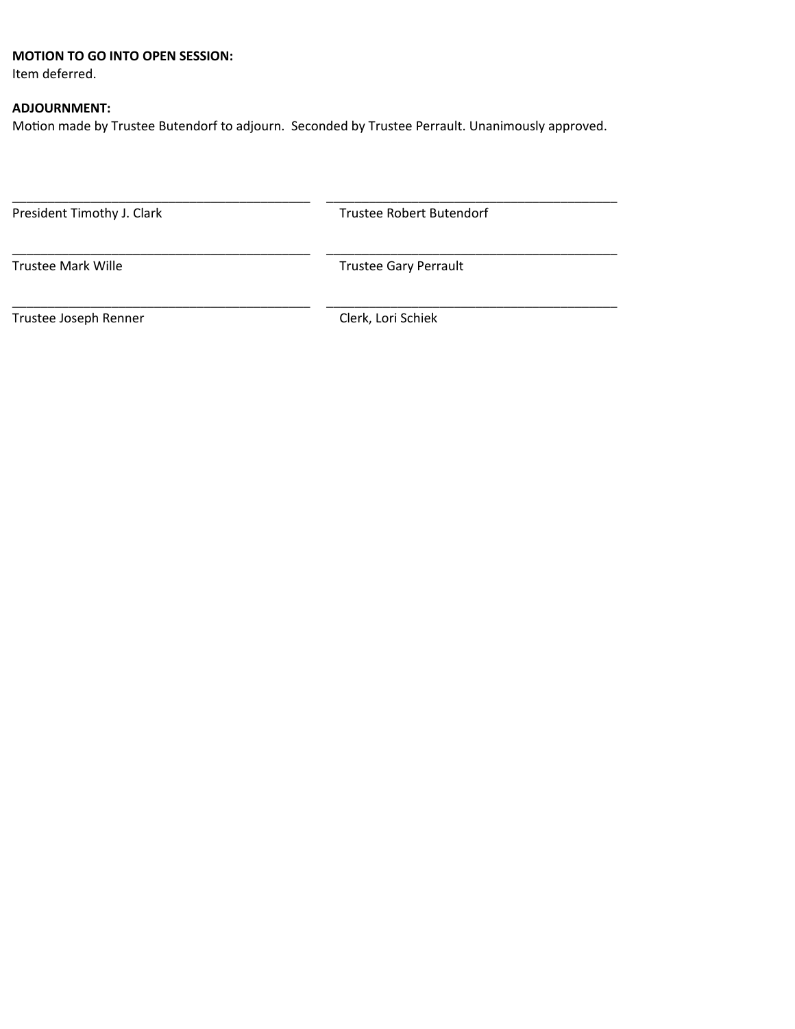**MOTION TO GO INTO OPEN SESSION:**
Item deferred.

**ADJOURNMENT:**
Motion made by Trustee Butendorf to adjourn. Seconded by Trustee Perrault. Unanimously approved.

\_\_\_\_\_\_\_\_\_\_\_\_\_\_\_\_\_\_\_\_\_\_\_\_\_\_\_\_\_\_\_\_\_\_\_\_\_\_\_\_\_ \_\_\_\_\_\_\_\_\_\_\_\_\_\_\_\_\_\_\_\_\_\_\_\_\_\_\_\_\_\_\_\_\_\_\_\_\_\_\_\_\_
President Timothy J. Clark Trustee Robert Butendorf

\_\_\_\_\_\_\_\_\_\_\_\_\_\_\_\_\_\_\_\_\_\_\_\_\_\_\_\_\_\_\_\_\_\_\_\_\_\_\_\_\_ \_\_\_\_\_\_\_\_\_\_\_\_\_\_\_\_\_\_\_\_\_\_\_\_\_\_\_\_\_\_\_\_\_\_\_\_\_\_\_\_\_
Trustee Mark Wille Trustee Gary Perrault

\_\_\_\_\_\_\_\_\_\_\_\_\_\_\_\_\_\_\_\_\_\_\_\_\_\_\_\_\_\_\_\_\_\_\_\_\_\_\_\_\_ \_\_\_\_\_\_\_\_\_\_\_\_\_\_\_\_\_\_\_\_\_\_\_\_\_\_\_\_\_\_\_\_\_\_\_\_\_\_\_\_\_
Trustee Joseph Renner Clerk, Lori Schiek